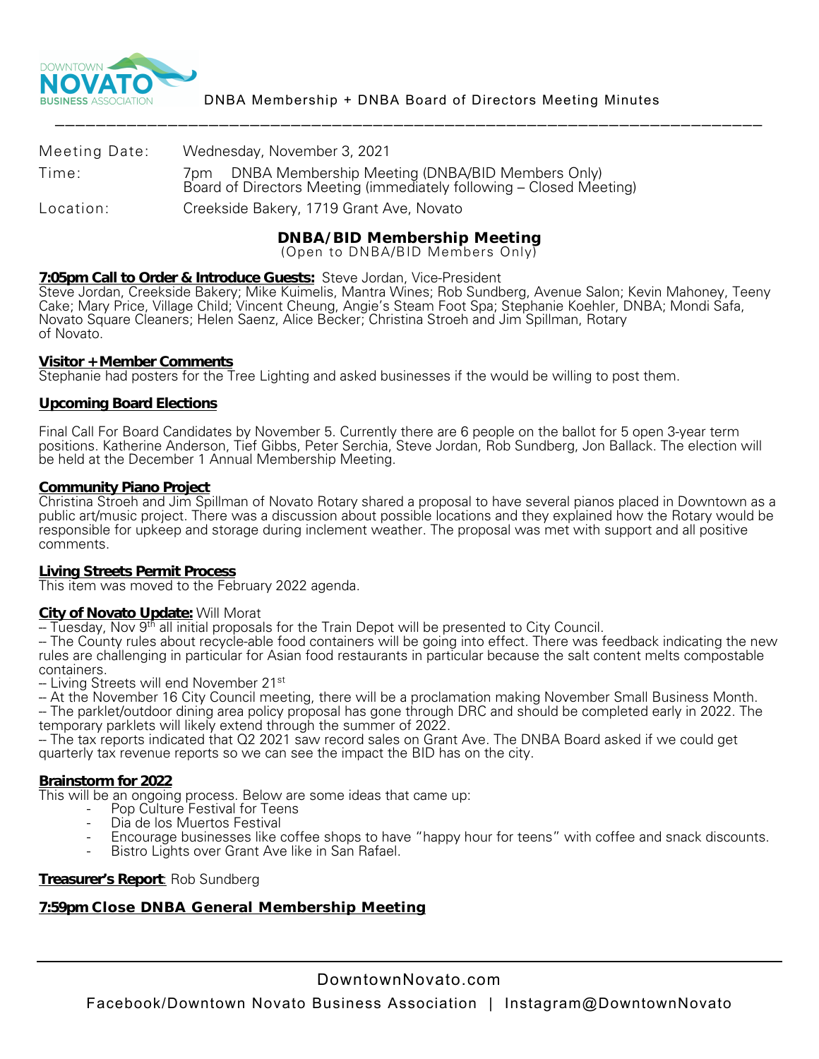DNBA Membership + DNBA Board of Directors Meeting Minutes

| | |
|---|---|
| Meeting Date: | Wednesday, November 3, 2021 |
| Time: | 7pm DNBA Membership Meeting (DNBA/BID Members Only)<br>Board of Directors Meeting (immediately following – Closed Meeting) |
| Location: | Creekside Bakery, 1719 Grant Ave, Novato |

## DNBA/BID Membership Meeting

(Open to DNBA/BID Members Only)

**7:05pm Call to Order & Introduce Guests:** Steve Jordan, Vice-President
Steve Jordan, Creekside Bakery; Mike Kuimelis, Mantra Wines; Rob Sundberg, Avenue Salon; Kevin Mahoney, Teeny Cake; Mary Price, Village Child; Vincent Cheung, Angie's Steam Foot Spa; Stephanie Koehler, DNBA; Mondi Safa, Novato Square Cleaners; Helen Saenz, Alice Becker; Christina Stroeh and Jim Spillman, Rotary of Novato.

**Visitor + Member Comments**
Stephanie had posters for the Tree Lighting and asked businesses if the would be willing to post them.

**Upcoming Board Elections**

Final Call For Board Candidates by November 5. Currently there are 6 people on the ballot for 5 open 3-year term positions. Katherine Anderson, Tief Gibbs, Peter Serchia, Steve Jordan, Rob Sundberg, Jon Ballack. The election will be held at the December 1 Annual Membership Meeting.

**Community Piano Project**
Christina Stroeh and Jim Spillman of Novato Rotary shared a proposal to have several pianos placed in Downtown as a public art/music project. There was a discussion about possible locations and they explained how the Rotary would be responsible for upkeep and storage during inclement weather. The proposal was met with support and all positive comments.

**Living Streets Permit Process**
This item was moved to the February 2022 agenda.

**City of Novato Update:** Will Morat
-- Tuesday, Nov 9th all initial proposals for the Train Depot will be presented to City Council.
-- The County rules about recycle-able food containers will be going into effect. There was feedback indicating the new rules are challenging in particular for Asian food restaurants in particular because the salt content melts compostable containers.
-- Living Streets will end November 21st
-- At the November 16 City Council meeting, there will be a proclamation making November Small Business Month.
-- The parklet/outdoor dining area policy proposal has gone through DRC and should be completed early in 2022. The temporary parklets will likely extend through the summer of 2022.
-- The tax reports indicated that Q2 2021 saw record sales on Grant Ave. The DNBA Board asked if we could get quarterly tax revenue reports so we can see the impact the BID has on the city.

**Brainstorm for 2022**
This will be an ongoing process. Below are some ideas that came up:

- Pop Culture Festival for Teens
- Dia de los Muertos Festival
- Encourage businesses like coffee shops to have "happy hour for teens" with coffee and snack discounts.
- Bistro Lights over Grant Ave like in San Rafael.

**Treasurer's Report**: Rob Sundberg

**7:59pm Close DNBA General Membership Meeting**

DowntownNovato.com

Facebook/Downtown Novato Business Association | Instagram@DowntownNovato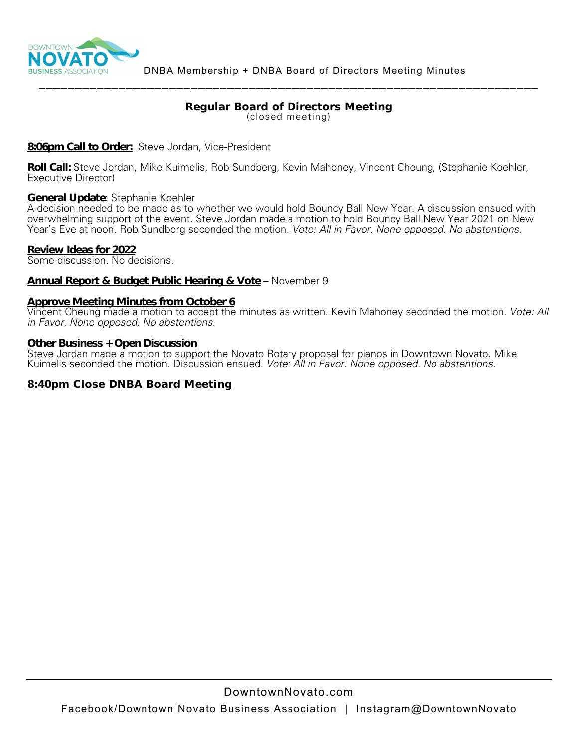DNBA Membership + DNBA Board of Directors Meeting Minutes

## Regular Board of Directors Meeting

(closed meeting)

**8:06pm Call to Order:** Steve Jordan, Vice-President

**Roll Call:** Steve Jordan, Mike Kuimelis, Rob Sundberg, Kevin Mahoney, Vincent Cheung, (Stephanie Koehler, Executive Director)

**General Update**: Stephanie Koehler
A decision needed to be made as to whether we would hold Bouncy Ball New Year. A discussion ensued with overwhelming support of the event. Steve Jordan made a motion to hold Bouncy Ball New Year 2021 on New Year's Eve at noon. Rob Sundberg seconded the motion. *Vote: All in Favor. None opposed. No abstentions.*

**Review Ideas for 2022**
Some discussion. No decisions.

**Annual Report & Budget Public Hearing & Vote** – November 9

**Approve Meeting Minutes from October 6**
Vincent Cheung made a motion to accept the minutes as written. Kevin Mahoney seconded the motion. *Vote: All in Favor. None opposed. No abstentions.*

**Other Business + Open Discussion**
Steve Jordan made a motion to support the Novato Rotary proposal for pianos in Downtown Novato. Mike Kuimelis seconded the motion. Discussion ensued. *Vote: All in Favor. None opposed. No abstentions.*

**8:40pm Close DNBA Board Meeting**

DowntownNovato.com

Facebook/Downtown Novato Business Association | Instagram@DowntownNovato